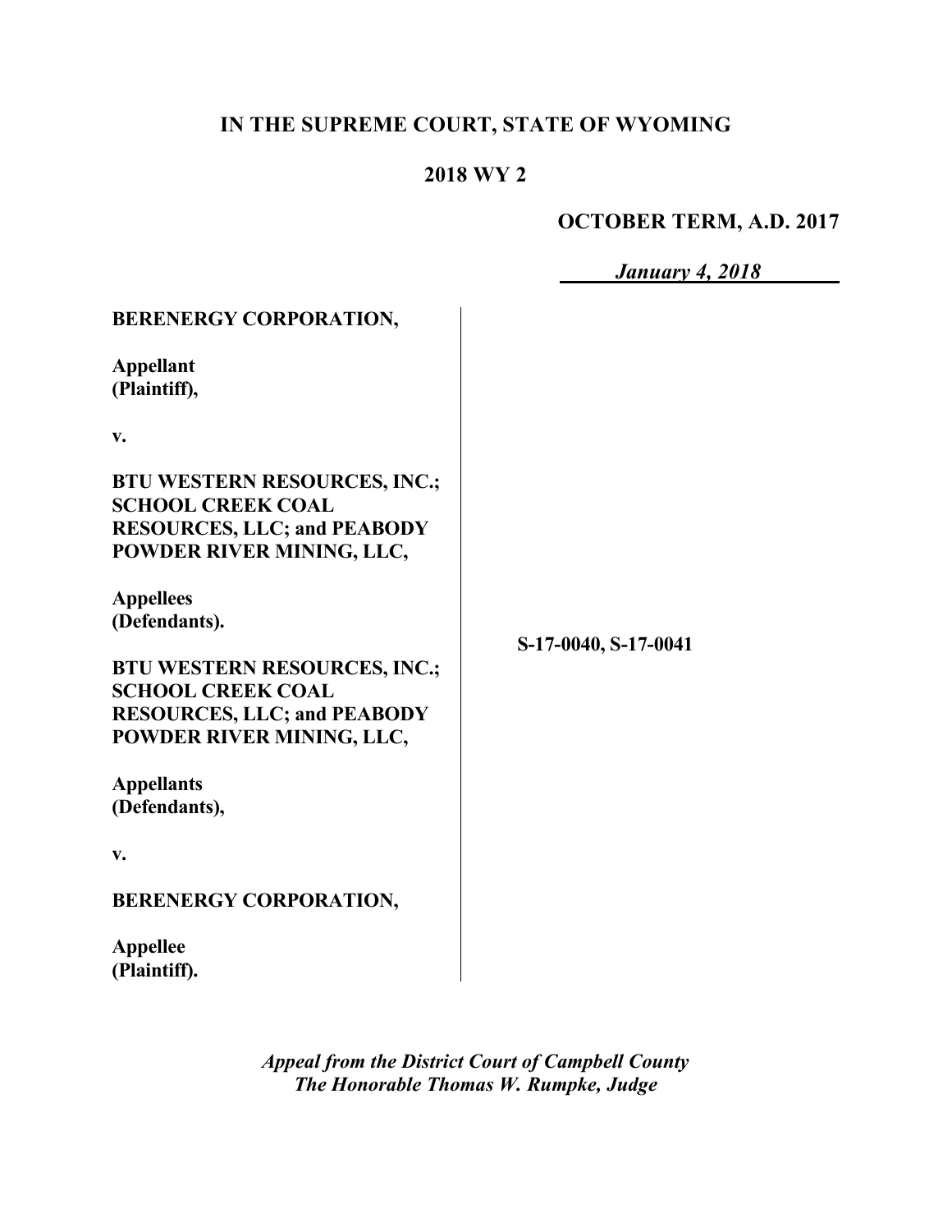# IN THE SUPREME COURT, STATE OF WYOMING

## 2018 WY 2

**OCTOBER TERM, A.D. 2017**

***January 4, 2018***

| | |
|---|---|
| **BERENERGY CORPORATION,**<br><br>**Appellant**<br>**(Plaintiff),**<br><br>**v.**<br><br>**BTU WESTERN RESOURCES, INC.; SCHOOL CREEK COAL RESOURCES, LLC; and PEABODY POWDER RIVER MINING, LLC,**<br><br>**Appellees**<br>**(Defendants).**<br><br>**BTU WESTERN RESOURCES, INC.; SCHOOL CREEK COAL RESOURCES, LLC; and PEABODY POWDER RIVER MINING, LLC,**<br><br>**Appellants**<br>**(Defendants),**<br><br>**v.**<br><br>**BERENERGY CORPORATION,**<br><br>**Appellee**<br>**(Plaintiff).** | **S-17-0040, S-17-0041** |

*Appeal from the District Court of Campbell County*
*The Honorable Thomas W. Rumpke, Judge*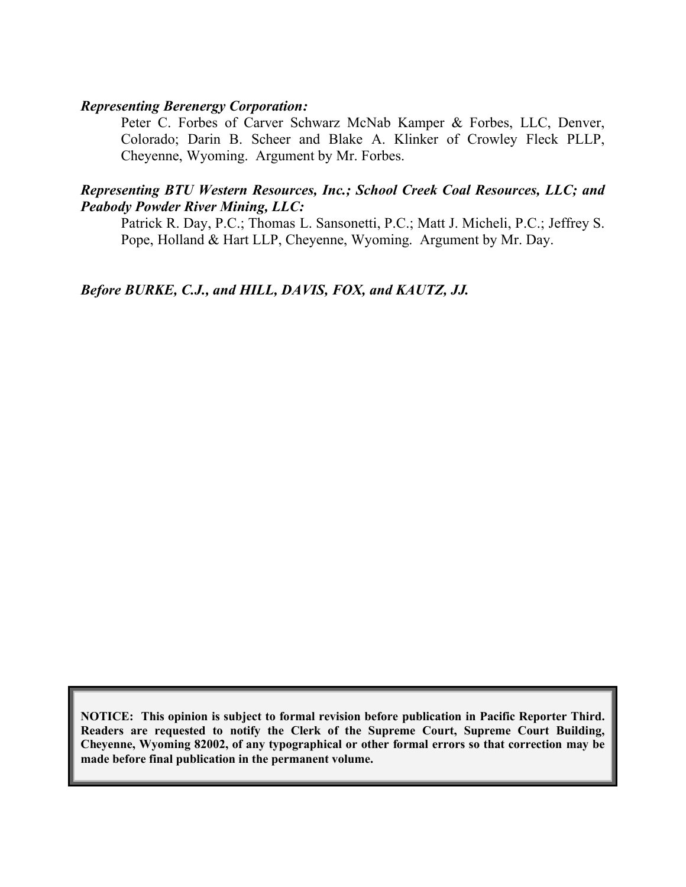***Representing Berenergy Corporation:***

Peter C. Forbes of Carver Schwarz McNab Kamper & Forbes, LLC, Denver, Colorado; Darin B. Scheer and Blake A. Klinker of Crowley Fleck PLLP, Cheyenne, Wyoming. Argument by Mr. Forbes.

***Representing BTU Western Resources, Inc.; School Creek Coal Resources, LLC; and Peabody Powder River Mining, LLC:***

Patrick R. Day, P.C.; Thomas L. Sansonetti, P.C.; Matt J. Micheli, P.C.; Jeffrey S. Pope, Holland & Hart LLP, Cheyenne, Wyoming. Argument by Mr. Day.

***Before BURKE, C.J., and HILL, DAVIS, FOX, and KAUTZ, JJ.***

**NOTICE: This opinion is subject to formal revision before publication in Pacific Reporter Third. Readers are requested to notify the Clerk of the Supreme Court, Supreme Court Building, Cheyenne, Wyoming 82002, of any typographical or other formal errors so that correction may be made before final publication in the permanent volume.**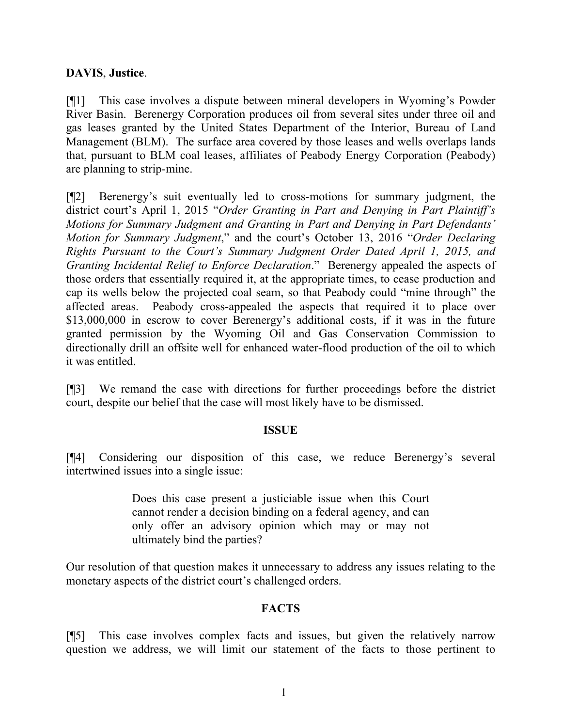**DAVIS**, **Justice**.

[¶1] This case involves a dispute between mineral developers in Wyoming's Powder River Basin. Berenergy Corporation produces oil from several sites under three oil and gas leases granted by the United States Department of the Interior, Bureau of Land Management (BLM). The surface area covered by those leases and wells overlaps lands that, pursuant to BLM coal leases, affiliates of Peabody Energy Corporation (Peabody) are planning to strip-mine.

[¶2] Berenergy's suit eventually led to cross-motions for summary judgment, the district court's April 1, 2015 "*Order Granting in Part and Denying in Part Plaintiff's Motions for Summary Judgment and Granting in Part and Denying in Part Defendants' Motion for Summary Judgment*," and the court's October 13, 2016 "*Order Declaring Rights Pursuant to the Court's Summary Judgment Order Dated April 1, 2015, and Granting Incidental Relief to Enforce Declaration*." Berenergy appealed the aspects of those orders that essentially required it, at the appropriate times, to cease production and cap its wells below the projected coal seam, so that Peabody could "mine through" the affected areas. Peabody cross-appealed the aspects that required it to place over $13,000,000 in escrow to cover Berenergy's additional costs, if it was in the future granted permission by the Wyoming Oil and Gas Conservation Commission to directionally drill an offsite well for enhanced water-flood production of the oil to which it was entitled.

[¶3] We remand the case with directions for further proceedings before the district court, despite our belief that the case will most likely have to be dismissed.

## ISSUE

[¶4] Considering our disposition of this case, we reduce Berenergy's several intertwined issues into a single issue:

> Does this case present a justiciable issue when this Court cannot render a decision binding on a federal agency, and can only offer an advisory opinion which may or may not ultimately bind the parties?

Our resolution of that question makes it unnecessary to address any issues relating to the monetary aspects of the district court's challenged orders.

## FACTS

[¶5] This case involves complex facts and issues, but given the relatively narrow question we address, we will limit our statement of the facts to those pertinent to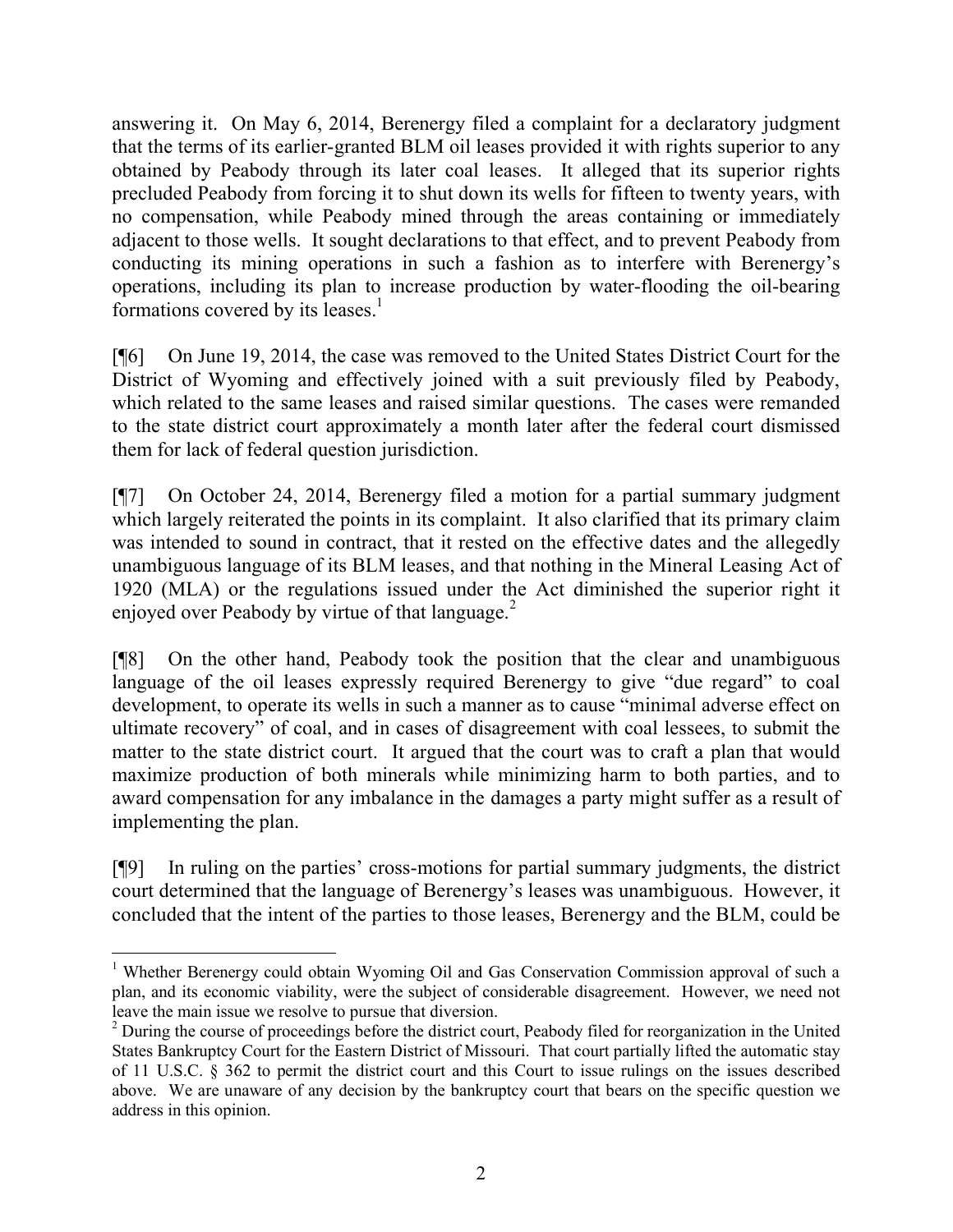answering it. On May 6, 2014, Berenergy filed a complaint for a declaratory judgment that the terms of its earlier-granted BLM oil leases provided it with rights superior to any obtained by Peabody through its later coal leases. It alleged that its superior rights precluded Peabody from forcing it to shut down its wells for fifteen to twenty years, with no compensation, while Peabody mined through the areas containing or immediately adjacent to those wells. It sought declarations to that effect, and to prevent Peabody from conducting its mining operations in such a fashion as to interfere with Berenergy's operations, including its plan to increase production by water-flooding the oil-bearing formations covered by its leases.[1]

[¶6] On June 19, 2014, the case was removed to the United States District Court for the District of Wyoming and effectively joined with a suit previously filed by Peabody, which related to the same leases and raised similar questions. The cases were remanded to the state district court approximately a month later after the federal court dismissed them for lack of federal question jurisdiction.

[¶7] On October 24, 2014, Berenergy filed a motion for a partial summary judgment which largely reiterated the points in its complaint. It also clarified that its primary claim was intended to sound in contract, that it rested on the effective dates and the allegedly unambiguous language of its BLM leases, and that nothing in the Mineral Leasing Act of 1920 (MLA) or the regulations issued under the Act diminished the superior right it enjoyed over Peabody by virtue of that language.[2]

[¶8] On the other hand, Peabody took the position that the clear and unambiguous language of the oil leases expressly required Berenergy to give "due regard" to coal development, to operate its wells in such a manner as to cause "minimal adverse effect on ultimate recovery" of coal, and in cases of disagreement with coal lessees, to submit the matter to the state district court. It argued that the court was to craft a plan that would maximize production of both minerals while minimizing harm to both parties, and to award compensation for any imbalance in the damages a party might suffer as a result of implementing the plan.

[¶9] In ruling on the parties' cross-motions for partial summary judgments, the district court determined that the language of Berenergy's leases was unambiguous. However, it concluded that the intent of the parties to those leases, Berenergy and the BLM, could be

---

[1] Whether Berenergy could obtain Wyoming Oil and Gas Conservation Commission approval of such a plan, and its economic viability, were the subject of considerable disagreement. However, we need not leave the main issue we resolve to pursue that diversion.

[2] During the course of proceedings before the district court, Peabody filed for reorganization in the United States Bankruptcy Court for the Eastern District of Missouri. That court partially lifted the automatic stay of 11 U.S.C. § 362 to permit the district court and this Court to issue rulings on the issues described above. We are unaware of any decision by the bankruptcy court that bears on the specific question we address in this opinion.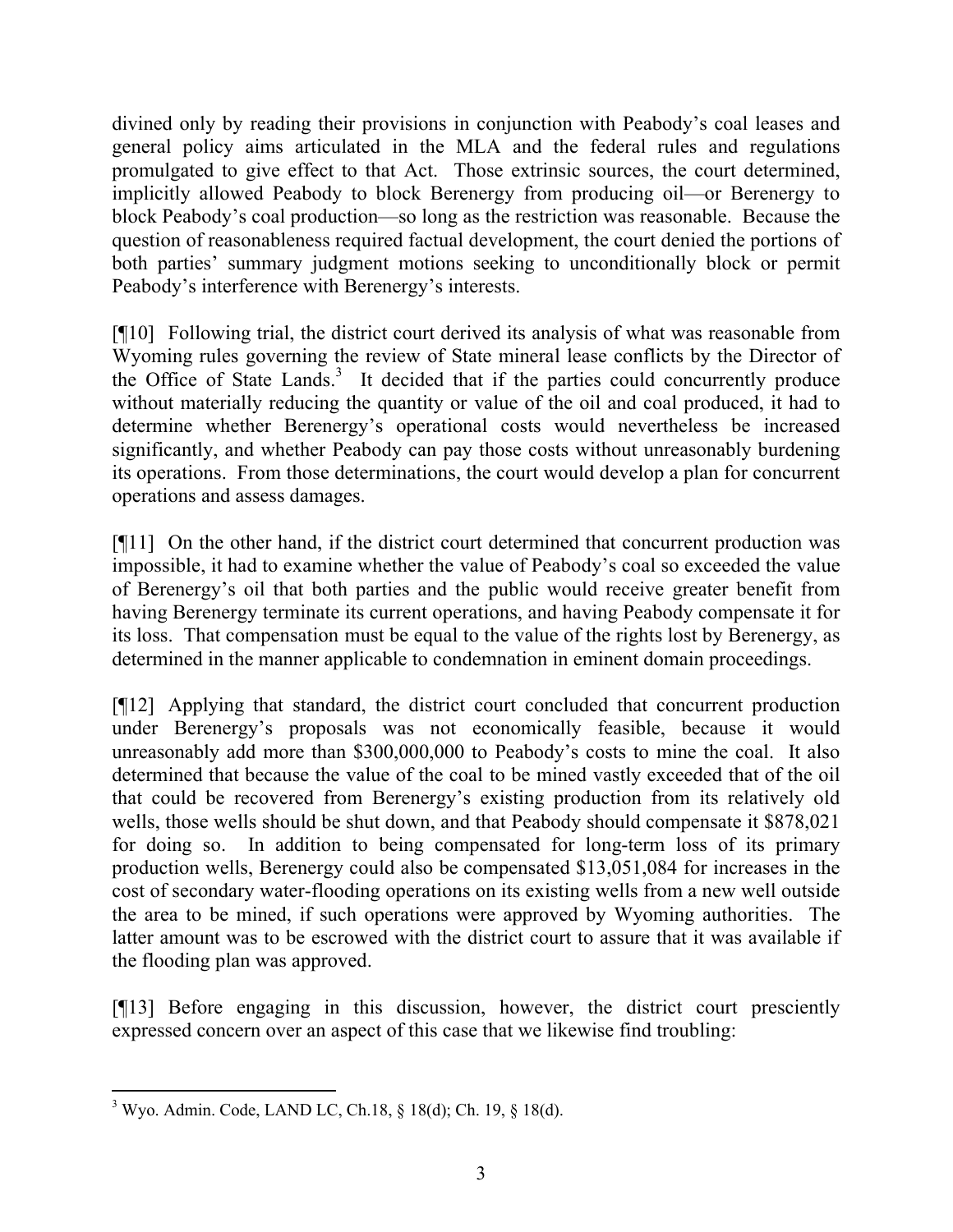divined only by reading their provisions in conjunction with Peabody's coal leases and general policy aims articulated in the MLA and the federal rules and regulations promulgated to give effect to that Act. Those extrinsic sources, the court determined, implicitly allowed Peabody to block Berenergy from producing oil—or Berenergy to block Peabody's coal production—so long as the restriction was reasonable. Because the question of reasonableness required factual development, the court denied the portions of both parties' summary judgment motions seeking to unconditionally block or permit Peabody's interference with Berenergy's interests.

[¶10] Following trial, the district court derived its analysis of what was reasonable from Wyoming rules governing the review of State mineral lease conflicts by the Director of the Office of State Lands.[3] It decided that if the parties could concurrently produce without materially reducing the quantity or value of the oil and coal produced, it had to determine whether Berenergy's operational costs would nevertheless be increased significantly, and whether Peabody can pay those costs without unreasonably burdening its operations. From those determinations, the court would develop a plan for concurrent operations and assess damages.

[¶11] On the other hand, if the district court determined that concurrent production was impossible, it had to examine whether the value of Peabody's coal so exceeded the value of Berenergy's oil that both parties and the public would receive greater benefit from having Berenergy terminate its current operations, and having Peabody compensate it for its loss. That compensation must be equal to the value of the rights lost by Berenergy, as determined in the manner applicable to condemnation in eminent domain proceedings.

[¶12] Applying that standard, the district court concluded that concurrent production under Berenergy's proposals was not economically feasible, because it would unreasonably add more than $300,000,000 to Peabody's costs to mine the coal. It also determined that because the value of the coal to be mined vastly exceeded that of the oil that could be recovered from Berenergy's existing production from its relatively old wells, those wells should be shut down, and that Peabody should compensate it $878,021 for doing so. In addition to being compensated for long-term loss of its primary production wells, Berenergy could also be compensated $13,051,084 for increases in the cost of secondary water-flooding operations on its existing wells from a new well outside the area to be mined, if such operations were approved by Wyoming authorities. The latter amount was to be escrowed with the district court to assure that it was available if the flooding plan was approved.

[¶13] Before engaging in this discussion, however, the district court presciently expressed concern over an aspect of this case that we likewise find troubling:

---

[3] Wyo. Admin. Code, LAND LC, Ch.18, § 18(d); Ch. 19, § 18(d).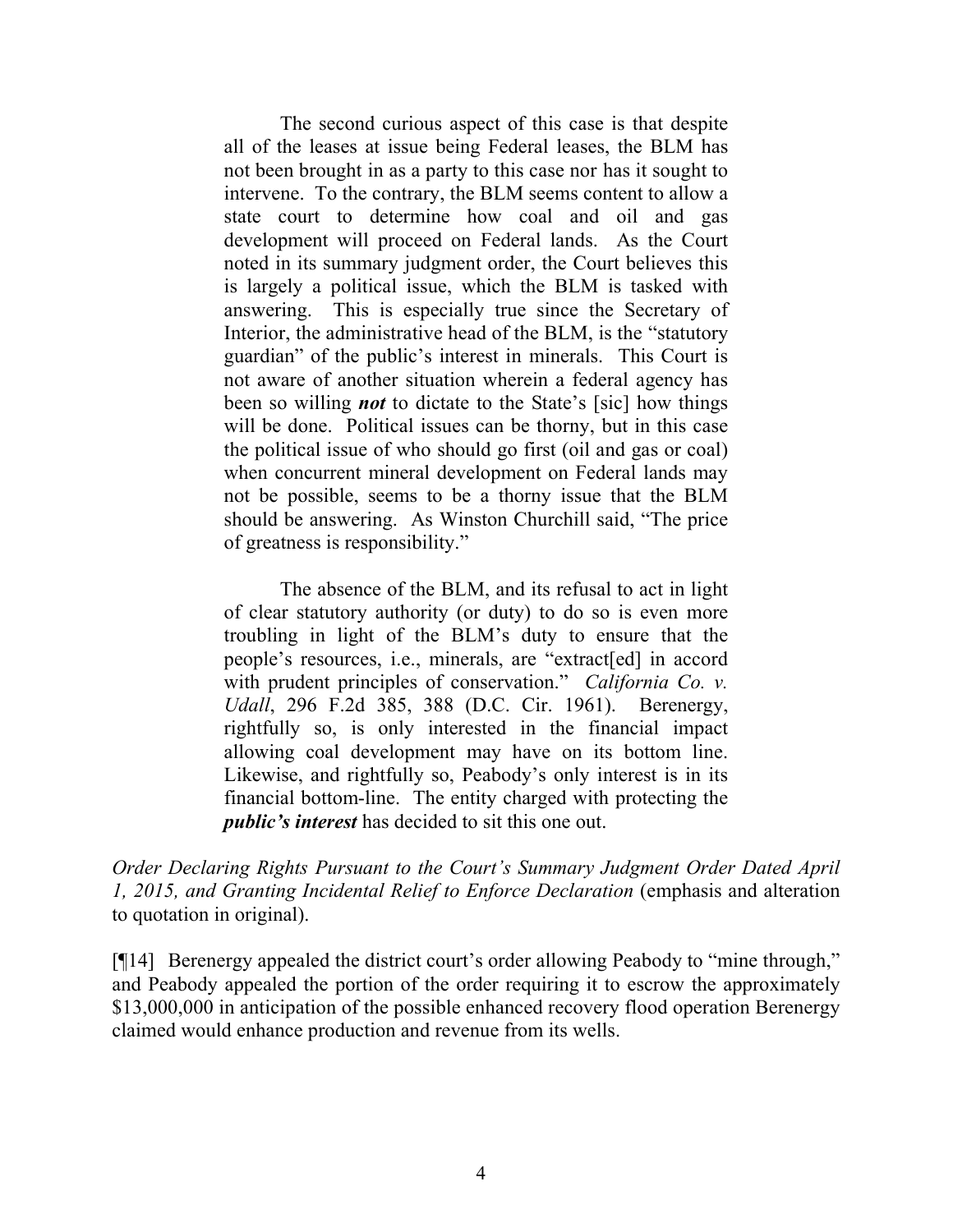> The second curious aspect of this case is that despite all of the leases at issue being Federal leases, the BLM has not been brought in as a party to this case nor has it sought to intervene. To the contrary, the BLM seems content to allow a state court to determine how coal and oil and gas development will proceed on Federal lands. As the Court noted in its summary judgment order, the Court believes this is largely a political issue, which the BLM is tasked with answering. This is especially true since the Secretary of Interior, the administrative head of the BLM, is the "statutory guardian" of the public's interest in minerals. This Court is not aware of another situation wherein a federal agency has been so willing ***not*** to dictate to the State's [sic] how things will be done. Political issues can be thorny, but in this case the political issue of who should go first (oil and gas or coal) when concurrent mineral development on Federal lands may not be possible, seems to be a thorny issue that the BLM should be answering. As Winston Churchill said, "The price of greatness is responsibility."
>
> The absence of the BLM, and its refusal to act in light of clear statutory authority (or duty) to do so is even more troubling in light of the BLM's duty to ensure that the people's resources, i.e., minerals, are "extract[ed] in accord with prudent principles of conservation." *California Co. v. Udall*, 296 F.2d 385, 388 (D.C. Cir. 1961). Berenergy, rightfully so, is only interested in the financial impact allowing coal development may have on its bottom line. Likewise, and rightfully so, Peabody's only interest is in its financial bottom-line. The entity charged with protecting the ***public's interest*** has decided to sit this one out.

*Order Declaring Rights Pursuant to the Court's Summary Judgment Order Dated April 1, 2015, and Granting Incidental Relief to Enforce Declaration* (emphasis and alteration to quotation in original).

[¶14] Berenergy appealed the district court's order allowing Peabody to "mine through," and Peabody appealed the portion of the order requiring it to escrow the approximately $13,000,000 in anticipation of the possible enhanced recovery flood operation Berenergy claimed would enhance production and revenue from its wells.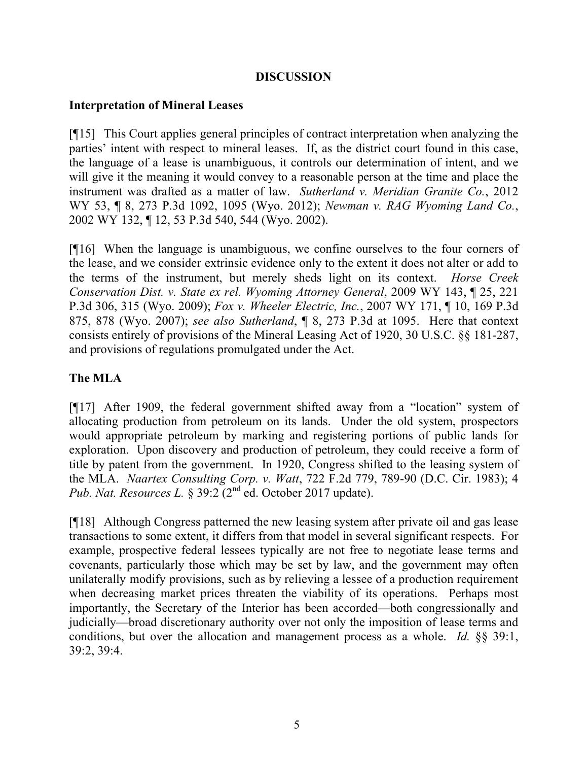## DISCUSSION

### Interpretation of Mineral Leases

[¶15] This Court applies general principles of contract interpretation when analyzing the parties' intent with respect to mineral leases. If, as the district court found in this case, the language of a lease is unambiguous, it controls our determination of intent, and we will give it the meaning it would convey to a reasonable person at the time and place the instrument was drafted as a matter of law. *Sutherland v. Meridian Granite Co.*, 2012 WY 53, ¶ 8, 273 P.3d 1092, 1095 (Wyo. 2012); *Newman v. RAG Wyoming Land Co.*, 2002 WY 132, ¶ 12, 53 P.3d 540, 544 (Wyo. 2002).

[¶16] When the language is unambiguous, we confine ourselves to the four corners of the lease, and we consider extrinsic evidence only to the extent it does not alter or add to the terms of the instrument, but merely sheds light on its context. *Horse Creek Conservation Dist. v. State ex rel. Wyoming Attorney General*, 2009 WY 143, ¶ 25, 221 P.3d 306, 315 (Wyo. 2009); *Fox v. Wheeler Electric, Inc.*, 2007 WY 171, ¶ 10, 169 P.3d 875, 878 (Wyo. 2007); *see also Sutherland*, ¶ 8, 273 P.3d at 1095. Here that context consists entirely of provisions of the Mineral Leasing Act of 1920, 30 U.S.C. §§ 181-287, and provisions of regulations promulgated under the Act.

### The MLA

[¶17] After 1909, the federal government shifted away from a "location" system of allocating production from petroleum on its lands. Under the old system, prospectors would appropriate petroleum by marking and registering portions of public lands for exploration. Upon discovery and production of petroleum, they could receive a form of title by patent from the government. In 1920, Congress shifted to the leasing system of the MLA. *Naartex Consulting Corp. v. Watt*, 722 F.2d 779, 789-90 (D.C. Cir. 1983); 4 *Pub. Nat. Resources L.* § 39:2 (2nd ed. October 2017 update).

[¶18] Although Congress patterned the new leasing system after private oil and gas lease transactions to some extent, it differs from that model in several significant respects. For example, prospective federal lessees typically are not free to negotiate lease terms and covenants, particularly those which may be set by law, and the government may often unilaterally modify provisions, such as by relieving a lessee of a production requirement when decreasing market prices threaten the viability of its operations. Perhaps most importantly, the Secretary of the Interior has been accorded—both congressionally and judicially—broad discretionary authority over not only the imposition of lease terms and conditions, but over the allocation and management process as a whole. *Id.* §§ 39:1, 39:2, 39:4.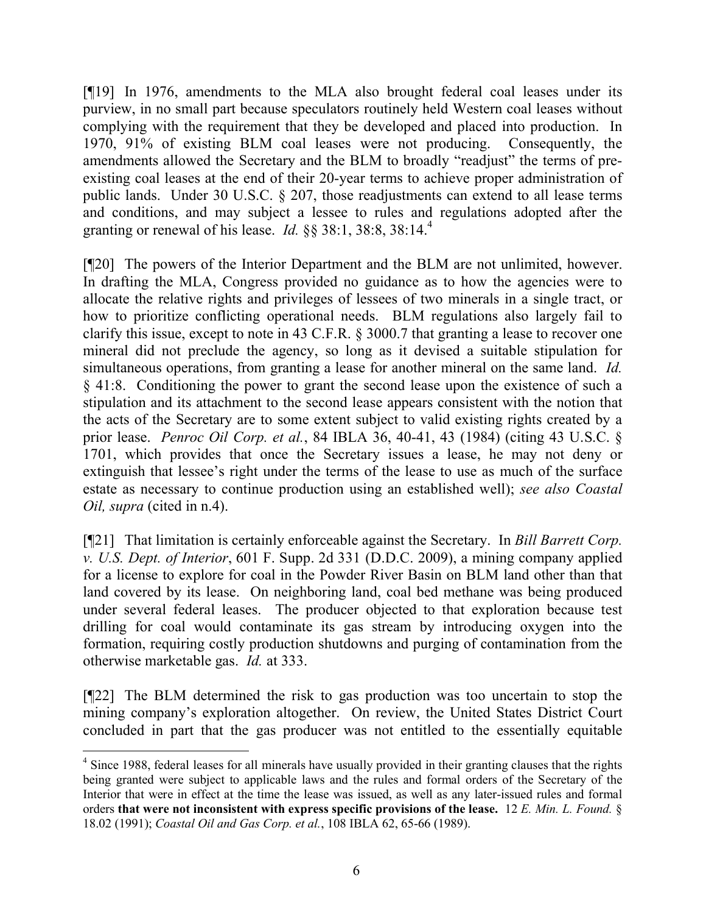[¶19] In 1976, amendments to the MLA also brought federal coal leases under its purview, in no small part because speculators routinely held Western coal leases without complying with the requirement that they be developed and placed into production. In 1970, 91% of existing BLM coal leases were not producing. Consequently, the amendments allowed the Secretary and the BLM to broadly "readjust" the terms of pre-existing coal leases at the end of their 20-year terms to achieve proper administration of public lands. Under 30 U.S.C. § 207, those readjustments can extend to all lease terms and conditions, and may subject a lessee to rules and regulations adopted after the granting or renewal of his lease. *Id.* §§ 38:1, 38:8, 38:14.[4]

[¶20] The powers of the Interior Department and the BLM are not unlimited, however. In drafting the MLA, Congress provided no guidance as to how the agencies were to allocate the relative rights and privileges of lessees of two minerals in a single tract, or how to prioritize conflicting operational needs. BLM regulations also largely fail to clarify this issue, except to note in 43 C.F.R. § 3000.7 that granting a lease to recover one mineral did not preclude the agency, so long as it devised a suitable stipulation for simultaneous operations, from granting a lease for another mineral on the same land. *Id.* § 41:8. Conditioning the power to grant the second lease upon the existence of such a stipulation and its attachment to the second lease appears consistent with the notion that the acts of the Secretary are to some extent subject to valid existing rights created by a prior lease. *Penroc Oil Corp. et al.*, 84 IBLA 36, 40-41, 43 (1984) (citing 43 U.S.C. § 1701, which provides that once the Secretary issues a lease, he may not deny or extinguish that lessee's right under the terms of the lease to use as much of the surface estate as necessary to continue production using an established well); *see also Coastal Oil, supra* (cited in n.4).

[¶21] That limitation is certainly enforceable against the Secretary. In *Bill Barrett Corp. v. U.S. Dept. of Interior*, 601 F. Supp. 2d 331 (D.D.C. 2009), a mining company applied for a license to explore for coal in the Powder River Basin on BLM land other than that land covered by its lease. On neighboring land, coal bed methane was being produced under several federal leases. The producer objected to that exploration because test drilling for coal would contaminate its gas stream by introducing oxygen into the formation, requiring costly production shutdowns and purging of contamination from the otherwise marketable gas. *Id.* at 333.

[¶22] The BLM determined the risk to gas production was too uncertain to stop the mining company's exploration altogether. On review, the United States District Court concluded in part that the gas producer was not entitled to the essentially equitable

---

[4] Since 1988, federal leases for all minerals have usually provided in their granting clauses that the rights being granted were subject to applicable laws and the rules and formal orders of the Secretary of the Interior that were in effect at the time the lease was issued, as well as any later-issued rules and formal orders **that were not inconsistent with express specific provisions of the lease.** 12 *E. Min. L. Found.* § 18.02 (1991); *Coastal Oil and Gas Corp. et al.*, 108 IBLA 62, 65-66 (1989).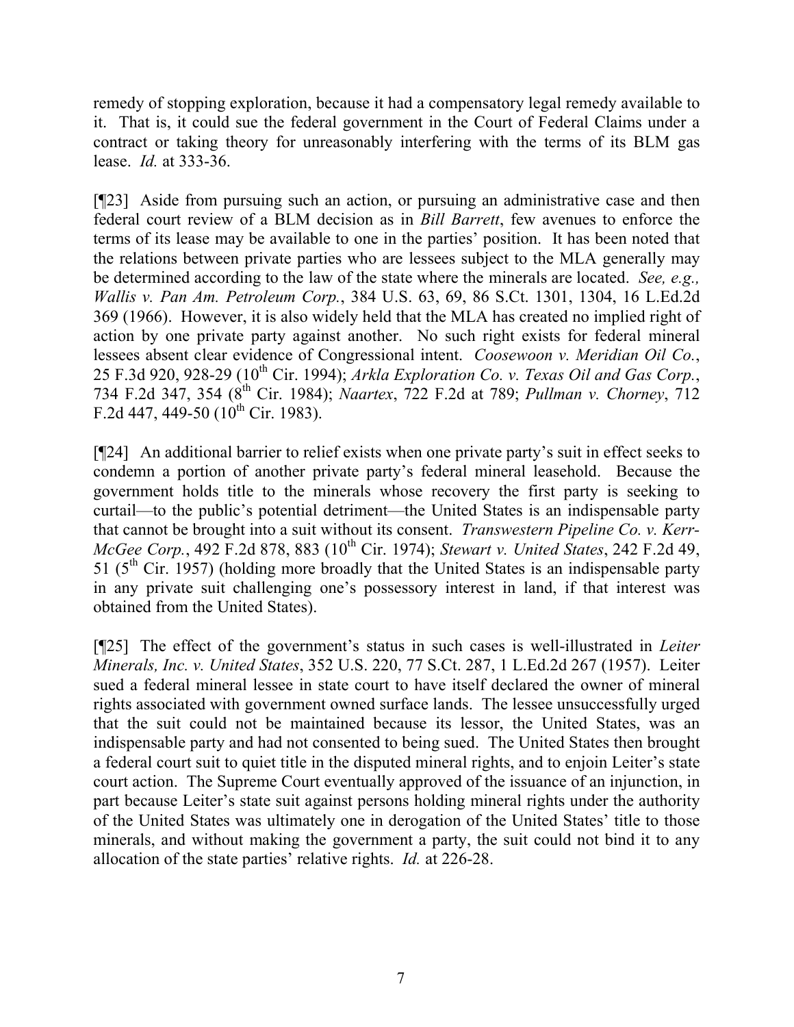remedy of stopping exploration, because it had a compensatory legal remedy available to it. That is, it could sue the federal government in the Court of Federal Claims under a contract or taking theory for unreasonably interfering with the terms of its BLM gas lease. *Id.* at 333-36.

[¶23] Aside from pursuing such an action, or pursuing an administrative case and then federal court review of a BLM decision as in *Bill Barrett*, few avenues to enforce the terms of its lease may be available to one in the parties' position. It has been noted that the relations between private parties who are lessees subject to the MLA generally may be determined according to the law of the state where the minerals are located. *See, e.g., Wallis v. Pan Am. Petroleum Corp.*, 384 U.S. 63, 69, 86 S.Ct. 1301, 1304, 16 L.Ed.2d 369 (1966). However, it is also widely held that the MLA has created no implied right of action by one private party against another. No such right exists for federal mineral lessees absent clear evidence of Congressional intent. *Coosewoon v. Meridian Oil Co.*, 25 F.3d 920, 928-29 (10th Cir. 1994); *Arkla Exploration Co. v. Texas Oil and Gas Corp.*, 734 F.2d 347, 354 (8th Cir. 1984); *Naartex*, 722 F.2d at 789; *Pullman v. Chorney*, 712 F.2d 447, 449-50 (10th Cir. 1983).

[¶24] An additional barrier to relief exists when one private party's suit in effect seeks to condemn a portion of another private party's federal mineral leasehold. Because the government holds title to the minerals whose recovery the first party is seeking to curtail—to the public's potential detriment—the United States is an indispensable party that cannot be brought into a suit without its consent. *Transwestern Pipeline Co. v. Kerr-McGee Corp.*, 492 F.2d 878, 883 (10th Cir. 1974); *Stewart v. United States*, 242 F.2d 49, 51 (5th Cir. 1957) (holding more broadly that the United States is an indispensable party in any private suit challenging one's possessory interest in land, if that interest was obtained from the United States).

[¶25] The effect of the government's status in such cases is well-illustrated in *Leiter Minerals, Inc. v. United States*, 352 U.S. 220, 77 S.Ct. 287, 1 L.Ed.2d 267 (1957). Leiter sued a federal mineral lessee in state court to have itself declared the owner of mineral rights associated with government owned surface lands. The lessee unsuccessfully urged that the suit could not be maintained because its lessor, the United States, was an indispensable party and had not consented to being sued. The United States then brought a federal court suit to quiet title in the disputed mineral rights, and to enjoin Leiter's state court action. The Supreme Court eventually approved of the issuance of an injunction, in part because Leiter's state suit against persons holding mineral rights under the authority of the United States was ultimately one in derogation of the United States' title to those minerals, and without making the government a party, the suit could not bind it to any allocation of the state parties' relative rights. *Id.* at 226-28.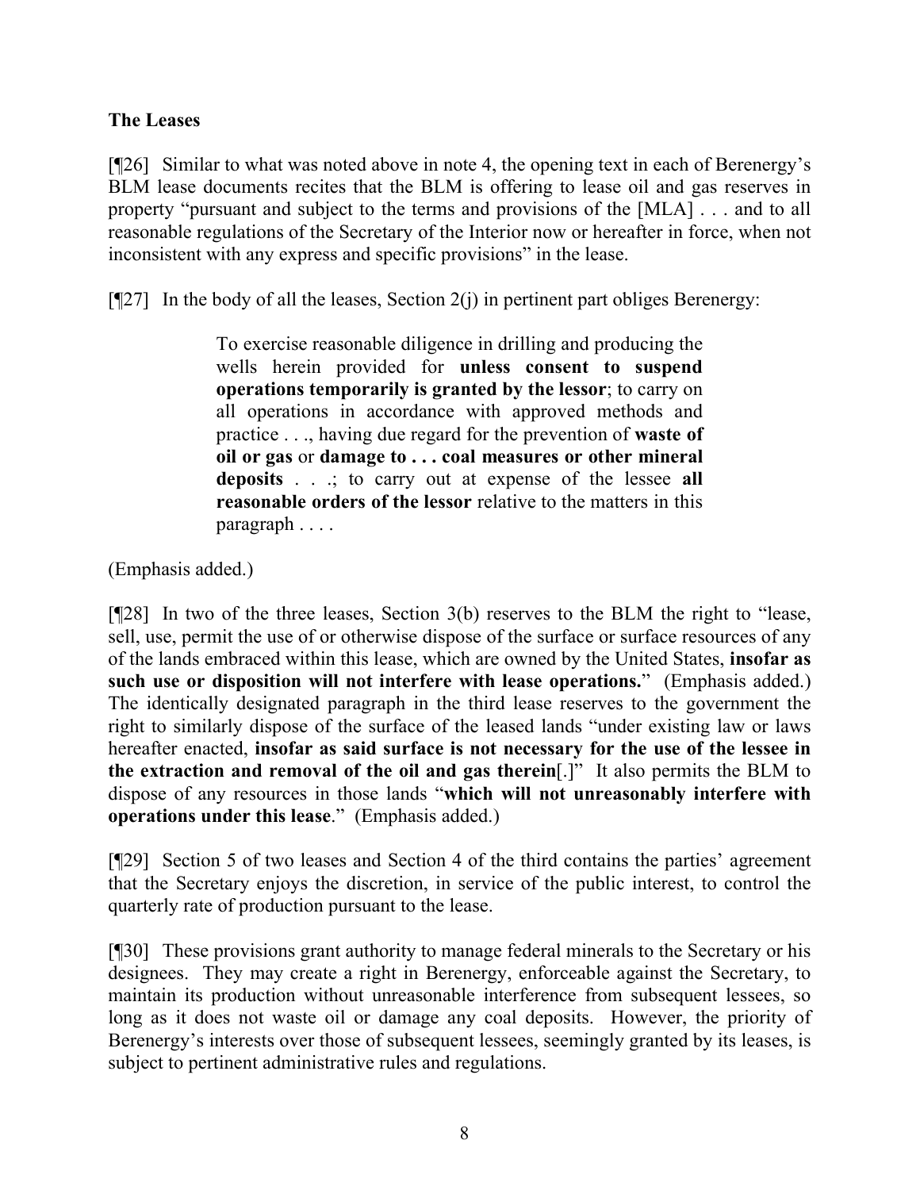**The Leases**

[¶26] Similar to what was noted above in note 4, the opening text in each of Berenergy's BLM lease documents recites that the BLM is offering to lease oil and gas reserves in property "pursuant and subject to the terms and provisions of the [MLA] . . . and to all reasonable regulations of the Secretary of the Interior now or hereafter in force, when not inconsistent with any express and specific provisions" in the lease.

[¶27] In the body of all the leases, Section 2(j) in pertinent part obliges Berenergy:

> To exercise reasonable diligence in drilling and producing the wells herein provided for **unless consent to suspend operations temporarily is granted by the lessor**; to carry on all operations in accordance with approved methods and practice . . ., having due regard for the prevention of **waste of oil or gas** or **damage to . . . coal measures or other mineral deposits** . . .; to carry out at expense of the lessee **all reasonable orders of the lessor** relative to the matters in this paragraph . . . .

(Emphasis added.)

[¶28] In two of the three leases, Section 3(b) reserves to the BLM the right to "lease, sell, use, permit the use of or otherwise dispose of the surface or surface resources of any of the lands embraced within this lease, which are owned by the United States, **insofar as such use or disposition will not interfere with lease operations.**" (Emphasis added.) The identically designated paragraph in the third lease reserves to the government the right to similarly dispose of the surface of the leased lands "under existing law or laws hereafter enacted, **insofar as said surface is not necessary for the use of the lessee in the extraction and removal of the oil and gas therein**[.]" It also permits the BLM to dispose of any resources in those lands "**which will not unreasonably interfere with operations under this lease**." (Emphasis added.)

[¶29] Section 5 of two leases and Section 4 of the third contains the parties' agreement that the Secretary enjoys the discretion, in service of the public interest, to control the quarterly rate of production pursuant to the lease.

[¶30] These provisions grant authority to manage federal minerals to the Secretary or his designees. They may create a right in Berenergy, enforceable against the Secretary, to maintain its production without unreasonable interference from subsequent lessees, so long as it does not waste oil or damage any coal deposits. However, the priority of Berenergy's interests over those of subsequent lessees, seemingly granted by its leases, is subject to pertinent administrative rules and regulations.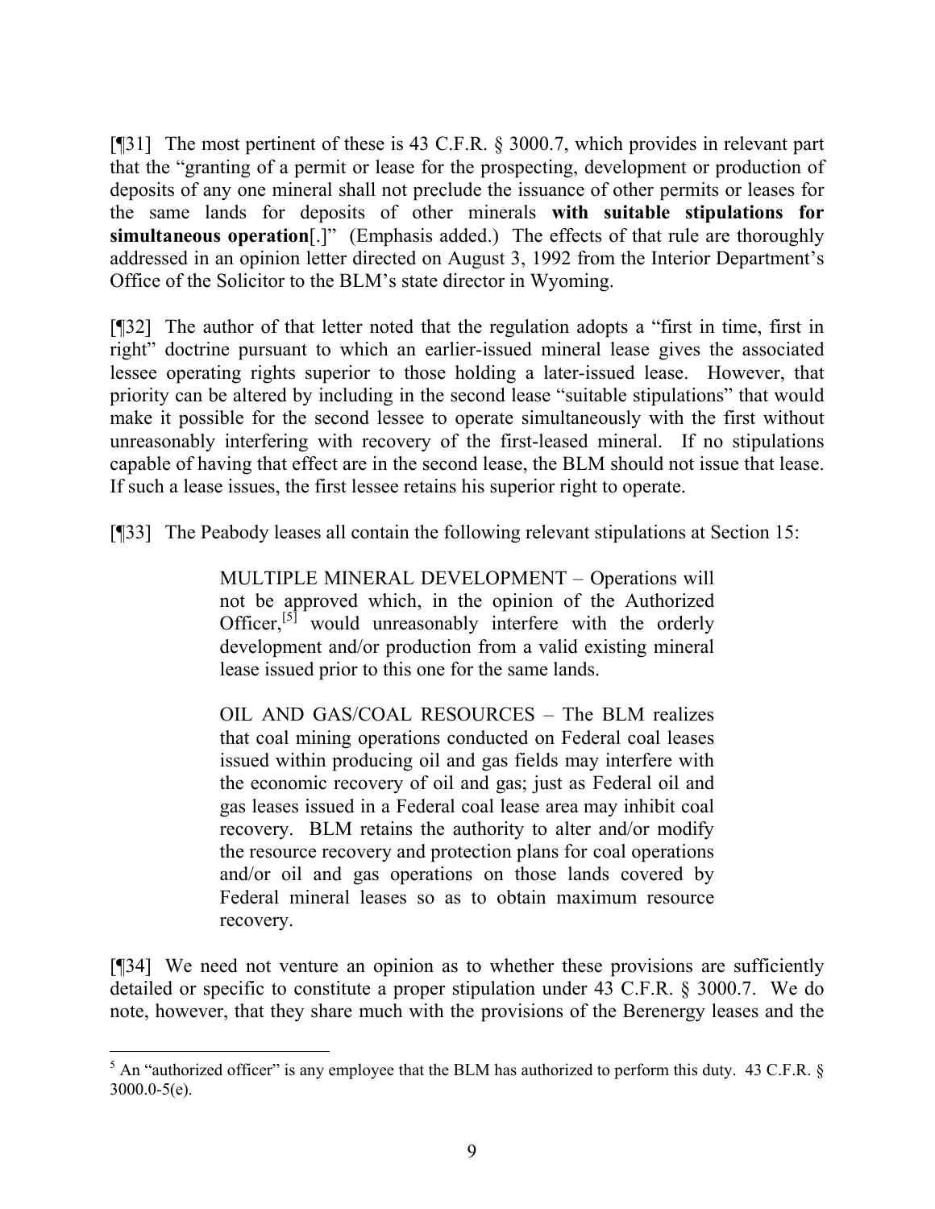[¶31] The most pertinent of these is 43 C.F.R. § 3000.7, which provides in relevant part that the "granting of a permit or lease for the prospecting, development or production of deposits of any one mineral shall not preclude the issuance of other permits or leases for the same lands for deposits of other minerals **with suitable stipulations for simultaneous operation**[.]" (Emphasis added.) The effects of that rule are thoroughly addressed in an opinion letter directed on August 3, 1992 from the Interior Department's Office of the Solicitor to the BLM's state director in Wyoming.

[¶32] The author of that letter noted that the regulation adopts a "first in time, first in right" doctrine pursuant to which an earlier-issued mineral lease gives the associated lessee operating rights superior to those holding a later-issued lease. However, that priority can be altered by including in the second lease "suitable stipulations" that would make it possible for the second lessee to operate simultaneously with the first without unreasonably interfering with recovery of the first-leased mineral. If no stipulations capable of having that effect are in the second lease, the BLM should not issue that lease. If such a lease issues, the first lessee retains his superior right to operate.

[¶33] The Peabody leases all contain the following relevant stipulations at Section 15:

> MULTIPLE MINERAL DEVELOPMENT – Operations will not be approved which, in the opinion of the Authorized Officer,[5] would unreasonably interfere with the orderly development and/or production from a valid existing mineral lease issued prior to this one for the same lands.
>
> OIL AND GAS/COAL RESOURCES – The BLM realizes that coal mining operations conducted on Federal coal leases issued within producing oil and gas fields may interfere with the economic recovery of oil and gas; just as Federal oil and gas leases issued in a Federal coal lease area may inhibit coal recovery. BLM retains the authority to alter and/or modify the resource recovery and protection plans for coal operations and/or oil and gas operations on those lands covered by Federal mineral leases so as to obtain maximum resource recovery.

[¶34] We need not venture an opinion as to whether these provisions are sufficiently detailed or specific to constitute a proper stipulation under 43 C.F.R. § 3000.7. We do note, however, that they share much with the provisions of the Berenergy leases and the

---

[5] An "authorized officer" is any employee that the BLM has authorized to perform this duty. 43 C.F.R. § 3000.0-5(e).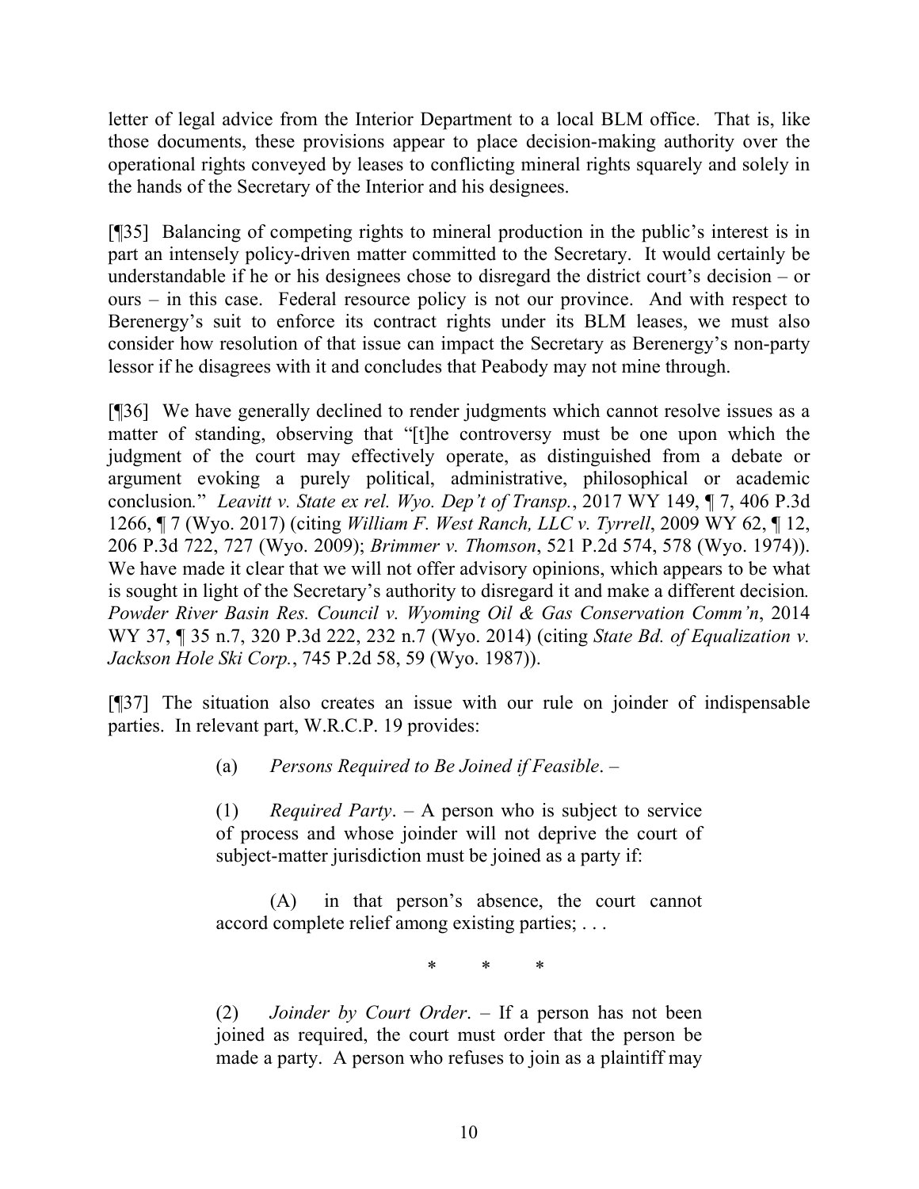letter of legal advice from the Interior Department to a local BLM office. That is, like those documents, these provisions appear to place decision-making authority over the operational rights conveyed by leases to conflicting mineral rights squarely and solely in the hands of the Secretary of the Interior and his designees.

[¶35] Balancing of competing rights to mineral production in the public's interest is in part an intensely policy-driven matter committed to the Secretary. It would certainly be understandable if he or his designees chose to disregard the district court's decision – or ours – in this case. Federal resource policy is not our province. And with respect to Berenergy's suit to enforce its contract rights under its BLM leases, we must also consider how resolution of that issue can impact the Secretary as Berenergy's non-party lessor if he disagrees with it and concludes that Peabody may not mine through.

[¶36] We have generally declined to render judgments which cannot resolve issues as a matter of standing, observing that "[t]he controversy must be one upon which the judgment of the court may effectively operate, as distinguished from a debate or argument evoking a purely political, administrative, philosophical or academic conclusion." *Leavitt v. State ex rel. Wyo. Dep't of Transp.*, 2017 WY 149, ¶ 7, 406 P.3d 1266, ¶ 7 (Wyo. 2017) (citing *William F. West Ranch, LLC v. Tyrrell*, 2009 WY 62, ¶ 12, 206 P.3d 722, 727 (Wyo. 2009); *Brimmer v. Thomson*, 521 P.2d 574, 578 (Wyo. 1974)). We have made it clear that we will not offer advisory opinions, which appears to be what is sought in light of the Secretary's authority to disregard it and make a different decision. *Powder River Basin Res. Council v. Wyoming Oil & Gas Conservation Comm'n*, 2014 WY 37, ¶ 35 n.7, 320 P.3d 222, 232 n.7 (Wyo. 2014) (citing *State Bd. of Equalization v. Jackson Hole Ski Corp.*, 745 P.2d 58, 59 (Wyo. 1987)).

[¶37] The situation also creates an issue with our rule on joinder of indispensable parties. In relevant part, W.R.C.P. 19 provides:

> (a) *Persons Required to Be Joined if Feasible*. –
>
> (1) *Required Party*. – A person who is subject to service of process and whose joinder will not deprive the court of subject-matter jurisdiction must be joined as a party if:
>
> (A) in that person's absence, the court cannot accord complete relief among existing parties; . . .
>
> \* \* \*
>
> (2) *Joinder by Court Order*. – If a person has not been joined as required, the court must order that the person be made a party. A person who refuses to join as a plaintiff may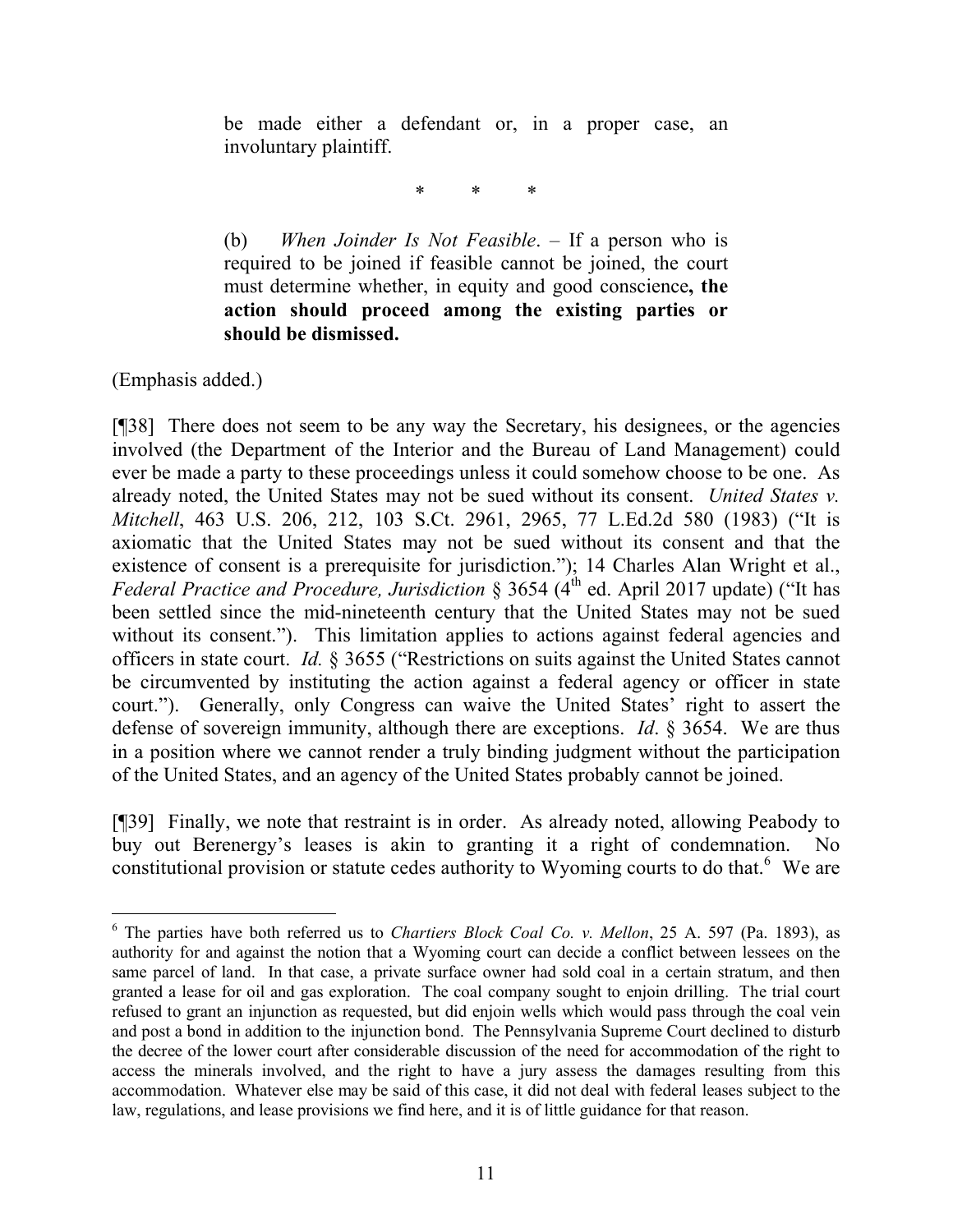> be made either a defendant or, in a proper case, an involuntary plaintiff.
>
> \* \* \*
>
> (b) *When Joinder Is Not Feasible*. – If a person who is required to be joined if feasible cannot be joined, the court must determine whether, in equity and good conscience**, the action should proceed among the existing parties or should be dismissed.**

(Emphasis added.)

[¶38] There does not seem to be any way the Secretary, his designees, or the agencies involved (the Department of the Interior and the Bureau of Land Management) could ever be made a party to these proceedings unless it could somehow choose to be one. As already noted, the United States may not be sued without its consent. *United States v. Mitchell*, 463 U.S. 206, 212, 103 S.Ct. 2961, 2965, 77 L.Ed.2d 580 (1983) ("It is axiomatic that the United States may not be sued without its consent and that the existence of consent is a prerequisite for jurisdiction."); 14 Charles Alan Wright et al., *Federal Practice and Procedure, Jurisdiction* § 3654 (4th ed. April 2017 update) ("It has been settled since the mid-nineteenth century that the United States may not be sued without its consent."). This limitation applies to actions against federal agencies and officers in state court. *Id.* § 3655 ("Restrictions on suits against the United States cannot be circumvented by instituting the action against a federal agency or officer in state court."). Generally, only Congress can waive the United States' right to assert the defense of sovereign immunity, although there are exceptions. *Id*. § 3654. We are thus in a position where we cannot render a truly binding judgment without the participation of the United States, and an agency of the United States probably cannot be joined.

[¶39] Finally, we note that restraint is in order. As already noted, allowing Peabody to buy out Berenergy's leases is akin to granting it a right of condemnation. No constitutional provision or statute cedes authority to Wyoming courts to do that.[6] We are

---

[6] The parties have both referred us to *Chartiers Block Coal Co. v. Mellon*, 25 A. 597 (Pa. 1893), as authority for and against the notion that a Wyoming court can decide a conflict between lessees on the same parcel of land. In that case, a private surface owner had sold coal in a certain stratum, and then granted a lease for oil and gas exploration. The coal company sought to enjoin drilling. The trial court refused to grant an injunction as requested, but did enjoin wells which would pass through the coal vein and post a bond in addition to the injunction bond. The Pennsylvania Supreme Court declined to disturb the decree of the lower court after considerable discussion of the need for accommodation of the right to access the minerals involved, and the right to have a jury assess the damages resulting from this accommodation. Whatever else may be said of this case, it did not deal with federal leases subject to the law, regulations, and lease provisions we find here, and it is of little guidance for that reason.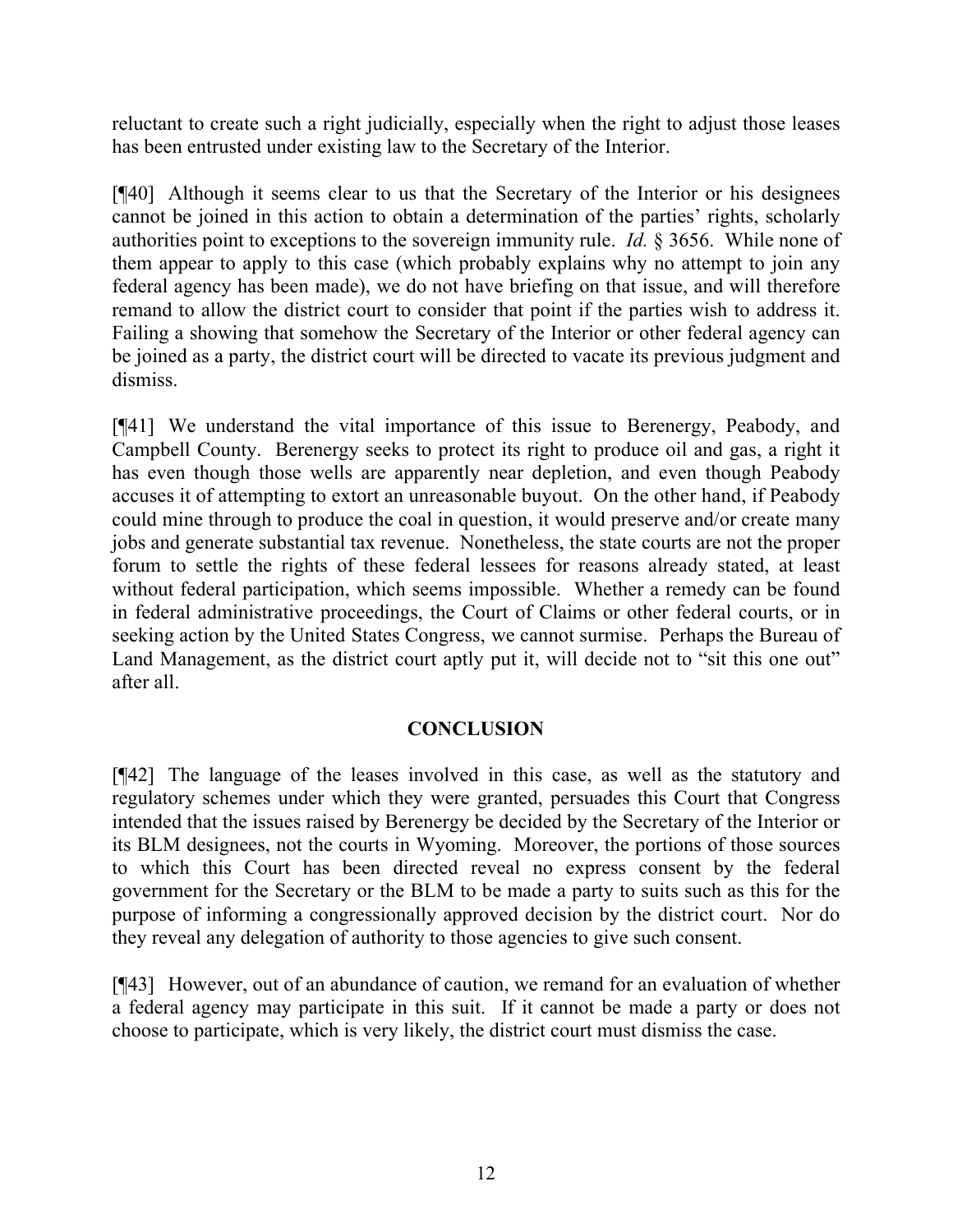reluctant to create such a right judicially, especially when the right to adjust those leases has been entrusted under existing law to the Secretary of the Interior.

[¶40] Although it seems clear to us that the Secretary of the Interior or his designees cannot be joined in this action to obtain a determination of the parties' rights, scholarly authorities point to exceptions to the sovereign immunity rule. *Id.* § 3656. While none of them appear to apply to this case (which probably explains why no attempt to join any federal agency has been made), we do not have briefing on that issue, and will therefore remand to allow the district court to consider that point if the parties wish to address it. Failing a showing that somehow the Secretary of the Interior or other federal agency can be joined as a party, the district court will be directed to vacate its previous judgment and dismiss.

[¶41] We understand the vital importance of this issue to Berenergy, Peabody, and Campbell County. Berenergy seeks to protect its right to produce oil and gas, a right it has even though those wells are apparently near depletion, and even though Peabody accuses it of attempting to extort an unreasonable buyout. On the other hand, if Peabody could mine through to produce the coal in question, it would preserve and/or create many jobs and generate substantial tax revenue. Nonetheless, the state courts are not the proper forum to settle the rights of these federal lessees for reasons already stated, at least without federal participation, which seems impossible. Whether a remedy can be found in federal administrative proceedings, the Court of Claims or other federal courts, or in seeking action by the United States Congress, we cannot surmise. Perhaps the Bureau of Land Management, as the district court aptly put it, will decide not to "sit this one out" after all.

## CONCLUSION

[¶42] The language of the leases involved in this case, as well as the statutory and regulatory schemes under which they were granted, persuades this Court that Congress intended that the issues raised by Berenergy be decided by the Secretary of the Interior or its BLM designees, not the courts in Wyoming. Moreover, the portions of those sources to which this Court has been directed reveal no express consent by the federal government for the Secretary or the BLM to be made a party to suits such as this for the purpose of informing a congressionally approved decision by the district court. Nor do they reveal any delegation of authority to those agencies to give such consent.

[¶43] However, out of an abundance of caution, we remand for an evaluation of whether a federal agency may participate in this suit. If it cannot be made a party or does not choose to participate, which is very likely, the district court must dismiss the case.